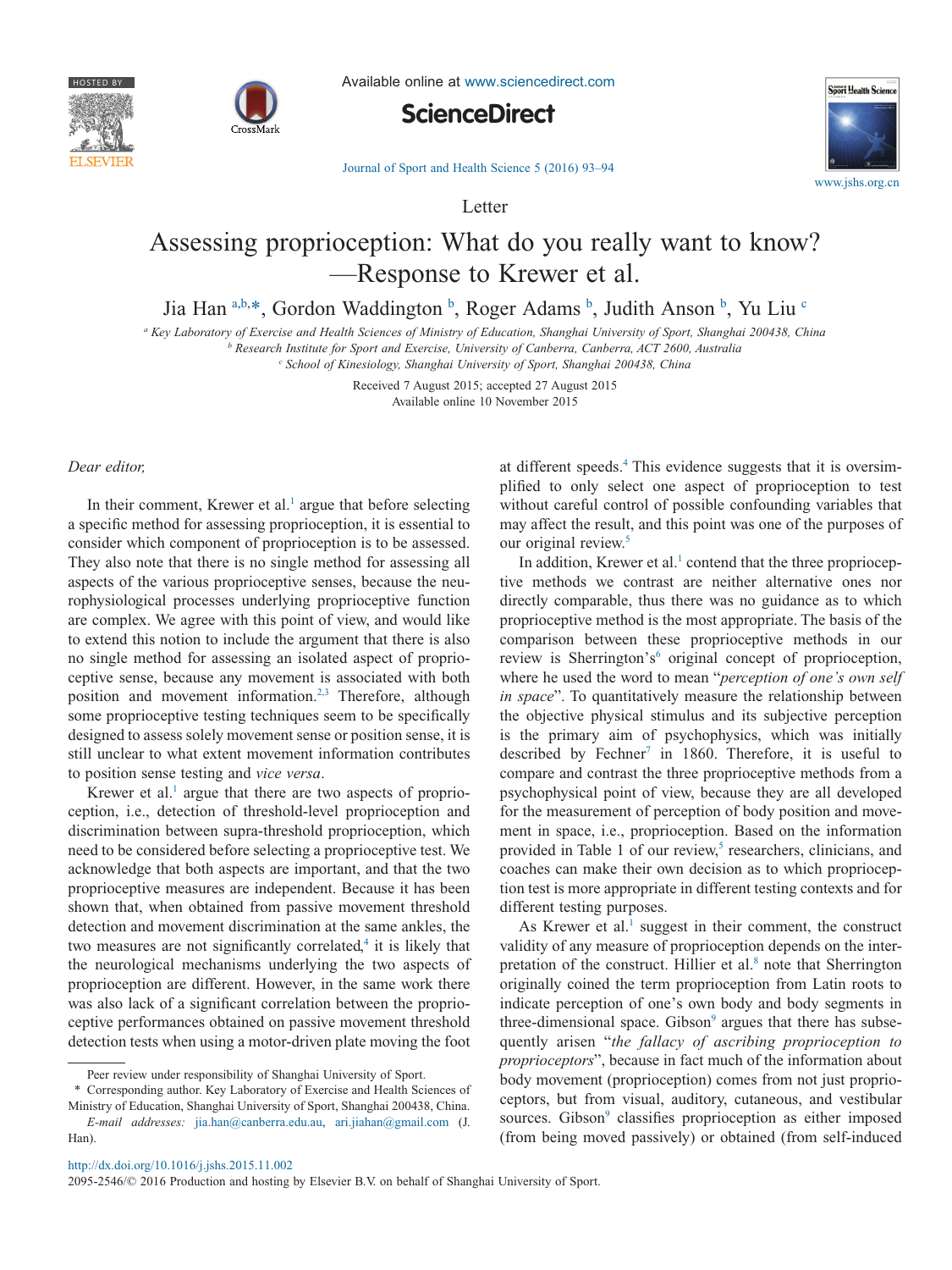Letter

# Assessing proprioception: What do you really want to know? —Response to Krewer et al.

Jia Han [a,b,*], Gordon Waddington [b], Roger Adams [b], Judith Anson [b], Yu Liu [c]

[a] Key Laboratory of Exercise and Health Sciences of Ministry of Education, Shanghai University of Sport, Shanghai 200438, China
[b] Research Institute for Sport and Exercise, University of Canberra, Canberra, ACT 2600, Australia
[c] School of Kinesiology, Shanghai University of Sport, Shanghai 200438, China

Received 7 August 2015; accepted 27 August 2015
Available online 10 November 2015

*Dear editor,*

In their comment, Krewer et al.[1] argue that before selecting a specific method for assessing proprioception, it is essential to consider which component of proprioception is to be assessed. They also note that there is no single method for assessing all aspects of the various proprioceptive senses, because the neurophysiological processes underlying proprioceptive function are complex. We agree with this point of view, and would like to extend this notion to include the argument that there is also no single method for assessing an isolated aspect of proprioceptive sense, because any movement is associated with both position and movement information.[2,3] Therefore, although some proprioceptive testing techniques seem to be specifically designed to assess solely movement sense or position sense, it is still unclear to what extent movement information contributes to position sense testing and *vice versa*.

Krewer et al.[1] argue that there are two aspects of proprioception, i.e., detection of threshold-level proprioception and discrimination between supra-threshold proprioception, which need to be considered before selecting a proprioceptive test. We acknowledge that both aspects are important, and that the two proprioceptive measures are independent. Because it has been shown that, when obtained from passive movement threshold detection and movement discrimination at the same ankles, the two measures are not significantly correlated,[4] it is likely that the neurological mechanisms underlying the two aspects of proprioception are different. However, in the same work there was also lack of a significant correlation between the proprioceptive performances obtained on passive movement threshold detection tests when using a motor-driven plate moving the foot at different speeds.[4] This evidence suggests that it is oversimplified to only select one aspect of proprioception to test without careful control of possible confounding variables that may affect the result, and this point was one of the purposes of our original review.[5]

In addition, Krewer et al.[1] contend that the three proprioceptive methods we contrast are neither alternative ones nor directly comparable, thus there was no guidance as to which proprioceptive method is the most appropriate. The basis of the comparison between these proprioceptive methods in our review is Sherrington's[6] original concept of proprioception, where he used the word to mean "*perception of one's own self in space*". To quantitatively measure the relationship between the objective physical stimulus and its subjective perception is the primary aim of psychophysics, which was initially described by Fechner[7] in 1860. Therefore, it is useful to compare and contrast the three proprioceptive methods from a psychophysical point of view, because they are all developed for the measurement of perception of body position and movement in space, i.e., proprioception. Based on the information provided in Table 1 of our review,[5] researchers, clinicians, and coaches can make their own decision as to which proprioception test is more appropriate in different testing contexts and for different testing purposes.

As Krewer et al.[1] suggest in their comment, the construct validity of any measure of proprioception depends on the interpretation of the construct. Hillier et al.[8] note that Sherrington originally coined the term proprioception from Latin roots to indicate perception of one's own body and body segments in three-dimensional space. Gibson[9] argues that there has subsequently arisen "*the fallacy of ascribing proprioception to proprioceptors*", because in fact much of the information about body movement (proprioception) comes from not just proprioceptors, but from visual, auditory, cutaneous, and vestibular sources. Gibson[9] classifies proprioception as either imposed (from being moved passively) or obtained (from self-induced

---

Peer review under responsibility of Shanghai University of Sport.

\* Corresponding author. Key Laboratory of Exercise and Health Sciences of Ministry of Education, Shanghai University of Sport, Shanghai 200438, China.
*E-mail addresses:* jia.han@canberra.edu.au, ari.jiahan@gmail.com (J. Han).

http://dx.doi.org/10.1016/j.jshs.2015.11.002
2095-2546/© 2016 Production and hosting by Elsevier B.V. on behalf of Shanghai University of Sport.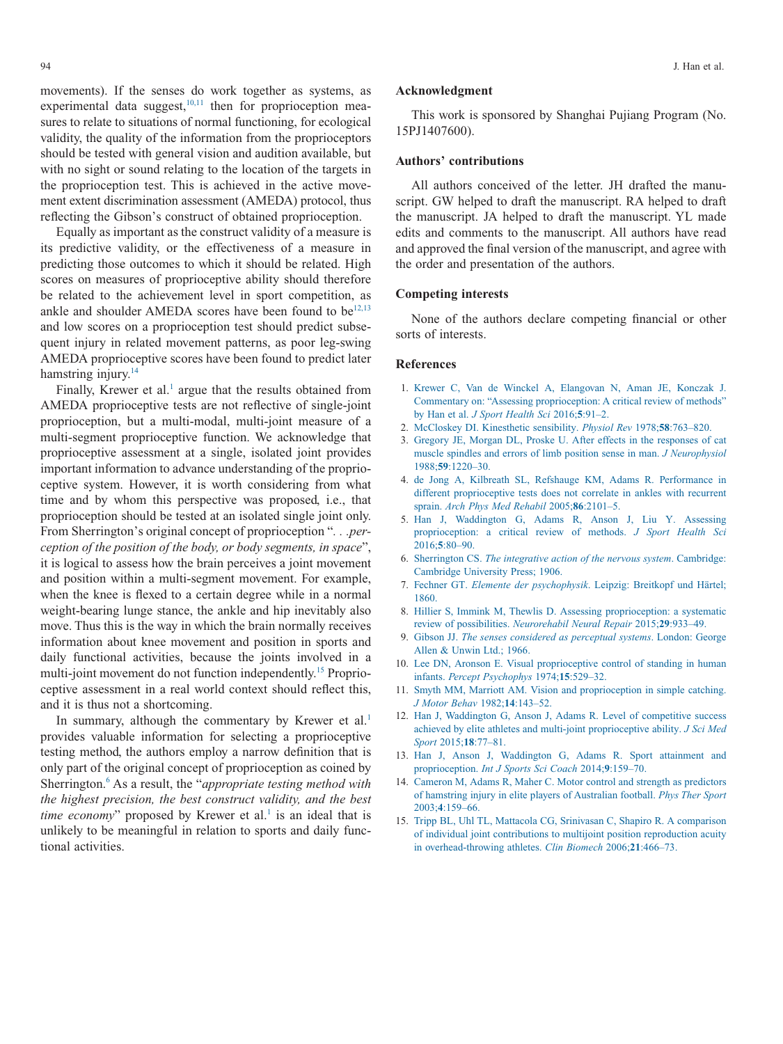movements). If the senses do work together as systems, as experimental data suggest,[10,11] then for proprioception measures to relate to situations of normal functioning, for ecological validity, the quality of the information from the proprioceptors should be tested with general vision and audition available, but with no sight or sound relating to the location of the targets in the proprioception test. This is achieved in the active movement extent discrimination assessment (AMEDA) protocol, thus reflecting the Gibson's construct of obtained proprioception.

Equally as important as the construct validity of a measure is its predictive validity, or the effectiveness of a measure in predicting those outcomes to which it should be related. High scores on measures of proprioceptive ability should therefore be related to the achievement level in sport competition, as ankle and shoulder AMEDA scores have been found to be[12,13] and low scores on a proprioception test should predict subsequent injury in related movement patterns, as poor leg-swing AMEDA proprioceptive scores have been found to predict later hamstring injury.[14]

Finally, Krewer et al.[1] argue that the results obtained from AMEDA proprioceptive tests are not reflective of single-joint proprioception, but a multi-modal, multi-joint measure of a multi-segment proprioceptive function. We acknowledge that proprioceptive assessment at a single, isolated joint provides important information to advance understanding of the proprioceptive system. However, it is worth considering from what time and by whom this perspective was proposed, i.e., that proprioception should be tested at an isolated single joint only. From Sherrington's original concept of proprioception "*. . .perception of the position of the body, or body segments, in space*", it is logical to assess how the brain perceives a joint movement and position within a multi-segment movement. For example, when the knee is flexed to a certain degree while in a normal weight-bearing lunge stance, the ankle and hip inevitably also move. Thus this is the way in which the brain normally receives information about knee movement and position in sports and daily functional activities, because the joints involved in a multi-joint movement do not function independently.[15] Proprioceptive assessment in a real world context should reflect this, and it is thus not a shortcoming.

In summary, although the commentary by Krewer et al.[1] provides valuable information for selecting a proprioceptive testing method, the authors employ a narrow definition that is only part of the original concept of proprioception as coined by Sherrington.[6] As a result, the "*appropriate testing method with the highest precision, the best construct validity, and the best time economy*" proposed by Krewer et al.[1] is an ideal that is unlikely to be meaningful in relation to sports and daily functional activities.

## Acknowledgment

This work is sponsored by Shanghai Pujiang Program (No. 15PJ1407600).

## Authors' contributions

All authors conceived of the letter. JH drafted the manuscript. GW helped to draft the manuscript. RA helped to draft the manuscript. JA helped to draft the manuscript. YL made edits and comments to the manuscript. All authors have read and approved the final version of the manuscript, and agree with the order and presentation of the authors.

## Competing interests

None of the authors declare competing financial or other sorts of interests.

## References

1. Krewer C, Van de Winckel A, Elangovan N, Aman JE, Konczak J. Commentary on: "Assessing proprioception: A critical review of methods" by Han et al. *J Sport Health Sci* 2016;**5**:91–2.
2. McCloskey DI. Kinesthetic sensibility. *Physiol Rev* 1978;**58**:763–820.
3. Gregory JE, Morgan DL, Proske U. After effects in the responses of cat muscle spindles and errors of limb position sense in man. *J Neurophysiol* 1988;**59**:1220–30.
4. de Jong A, Kilbreath SL, Refshauge KM, Adams R. Performance in different proprioceptive tests does not correlate in ankles with recurrent sprain. *Arch Phys Med Rehabil* 2005;**86**:2101–5.
5. Han J, Waddington G, Adams R, Anson J, Liu Y. Assessing proprioception: a critical review of methods. *J Sport Health Sci* 2016;**5**:80–90.
6. Sherrington CS. *The integrative action of the nervous system*. Cambridge: Cambridge University Press; 1906.
7. Fechner GT. *Elemente der psychophysik*. Leipzig: Breitkopf und Härtel; 1860.
8. Hillier S, Immink M, Thewlis D. Assessing proprioception: a systematic review of possibilities. *Neurorehabil Neural Repair* 2015;**29**:933–49.
9. Gibson JJ. *The senses considered as perceptual systems*. London: George Allen & Unwin Ltd.; 1966.
10. Lee DN, Aronson E. Visual proprioceptive control of standing in human infants. *Percept Psychophys* 1974;**15**:529–32.
11. Smyth MM, Marriott AM. Vision and proprioception in simple catching. *J Motor Behav* 1982;**14**:143–52.
12. Han J, Waddington G, Anson J, Adams R. Level of competitive success achieved by elite athletes and multi-joint proprioceptive ability. *J Sci Med Sport* 2015;**18**:77–81.
13. Han J, Anson J, Waddington G, Adams R. Sport attainment and proprioception. *Int J Sports Sci Coach* 2014;**9**:159–70.
14. Cameron M, Adams R, Maher C. Motor control and strength as predictors of hamstring injury in elite players of Australian football. *Phys Ther Sport* 2003;**4**:159–66.
15. Tripp BL, Uhl TL, Mattacola CG, Srinivasan C, Shapiro R. A comparison of individual joint contributions to multijoint position reproduction acuity in overhead-throwing athletes. *Clin Biomech* 2006;**21**:466–73.